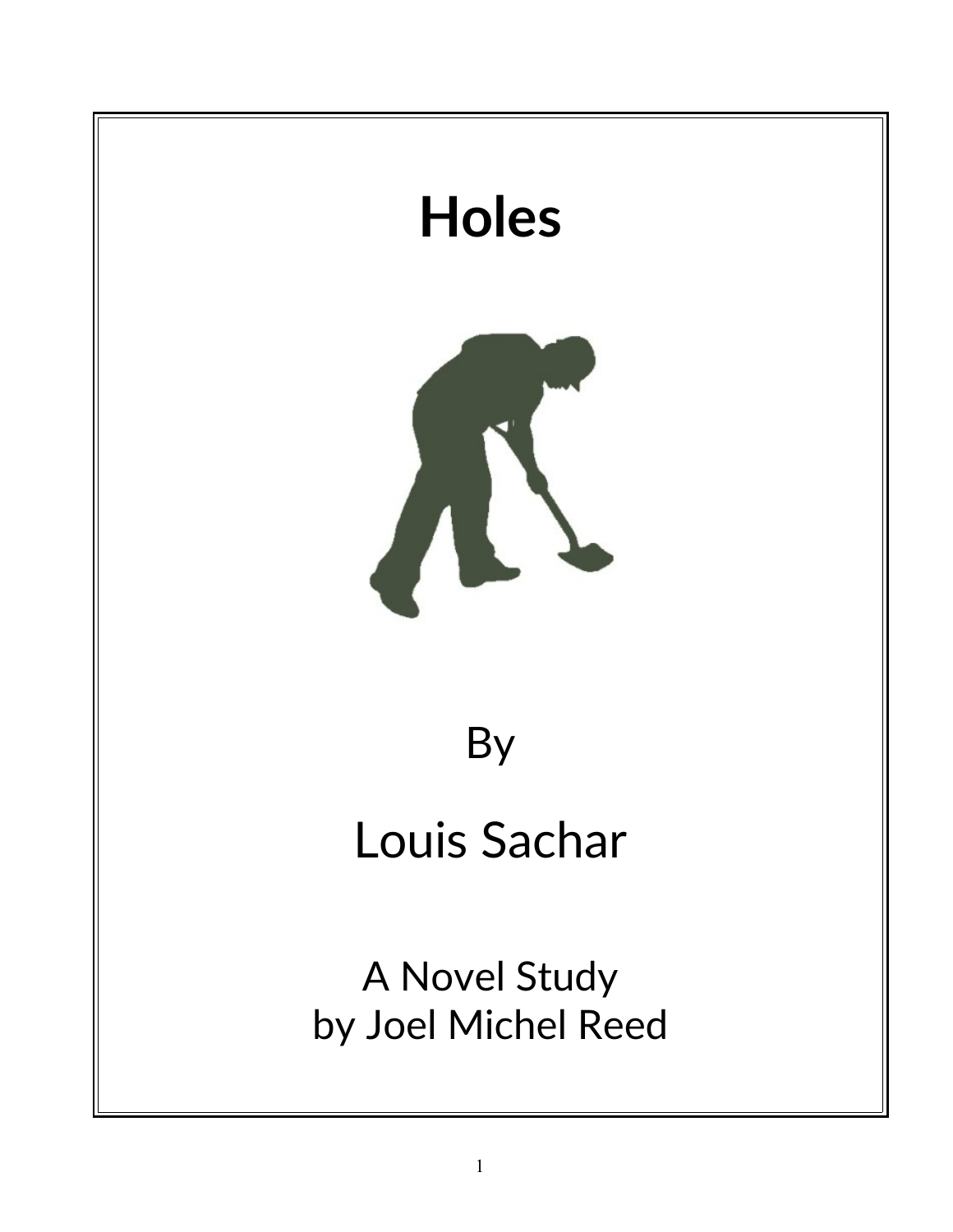# Holes

By

Louis Sachar

A Novel Study
by Joel Michel Reed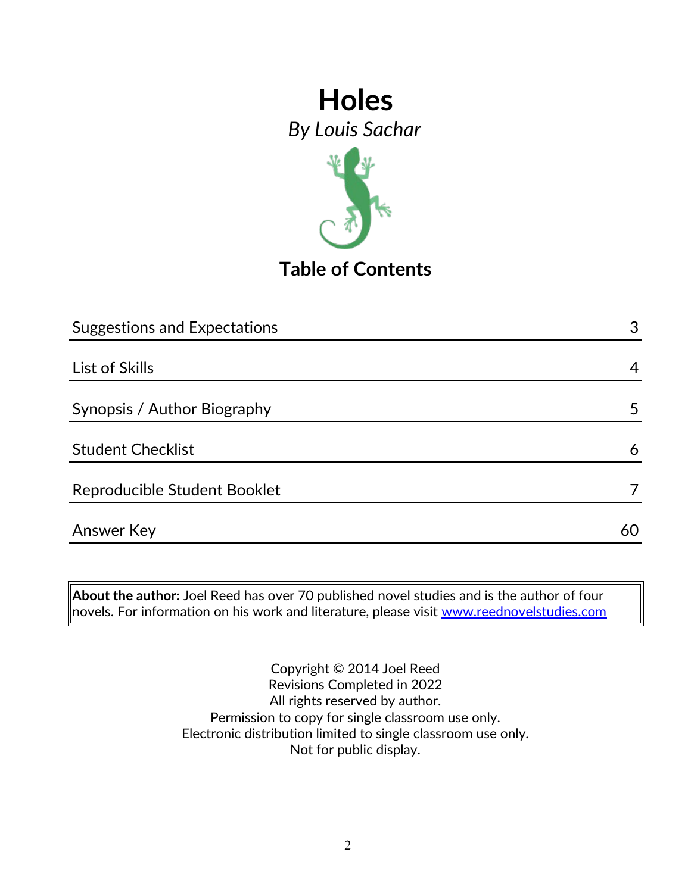# Holes

*By Louis Sachar*

## Table of Contents

| | |
|---|---|
| Suggestions and Expectations | 3 |
| List of Skills | 4 |
| Synopsis / Author Biography | 5 |
| Student Checklist | 6 |
| Reproducible Student Booklet | 7 |
| Answer Key | 60 |

**About the author:** Joel Reed has over 70 published novel studies and is the author of four novels. For information on his work and literature, please visit www.reednovelstudies.com

Copyright © 2014 Joel Reed
Revisions Completed in 2022
All rights reserved by author.
Permission to copy for single classroom use only.
Electronic distribution limited to single classroom use only.
Not for public display.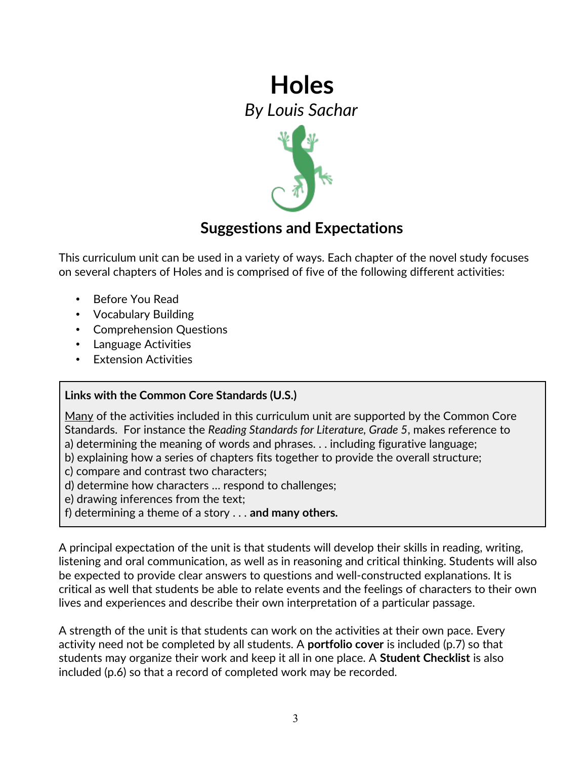# Holes

*By Louis Sachar*

## Suggestions and Expectations

This curriculum unit can be used in a variety of ways. Each chapter of the novel study focuses on several chapters of Holes and is comprised of five of the following different activities:

- Before You Read
- Vocabulary Building
- Comprehension Questions
- Language Activities
- Extension Activities

**Links with the Common Core Standards (U.S.)**

<u>Many</u> of the activities included in this curriculum unit are supported by the Common Core Standards. For instance the *Reading Standards for Literature, Grade 5*, makes reference to
a) determining the meaning of words and phrases. . . including figurative language;
b) explaining how a series of chapters fits together to provide the overall structure;
c) compare and contrast two characters;
d) determine how characters … respond to challenges;
e) drawing inferences from the text;
f) determining a theme of a story . . . **and many others.**

A principal expectation of the unit is that students will develop their skills in reading, writing, listening and oral communication, as well as in reasoning and critical thinking. Students will also be expected to provide clear answers to questions and well-constructed explanations. It is critical as well that students be able to relate events and the feelings of characters to their own lives and experiences and describe their own interpretation of a particular passage.

A strength of the unit is that students can work on the activities at their own pace. Every activity need not be completed by all students. A **portfolio cover** is included (p.7) so that students may organize their work and keep it all in one place. A **Student Checklist** is also included (p.6) so that a record of completed work may be recorded.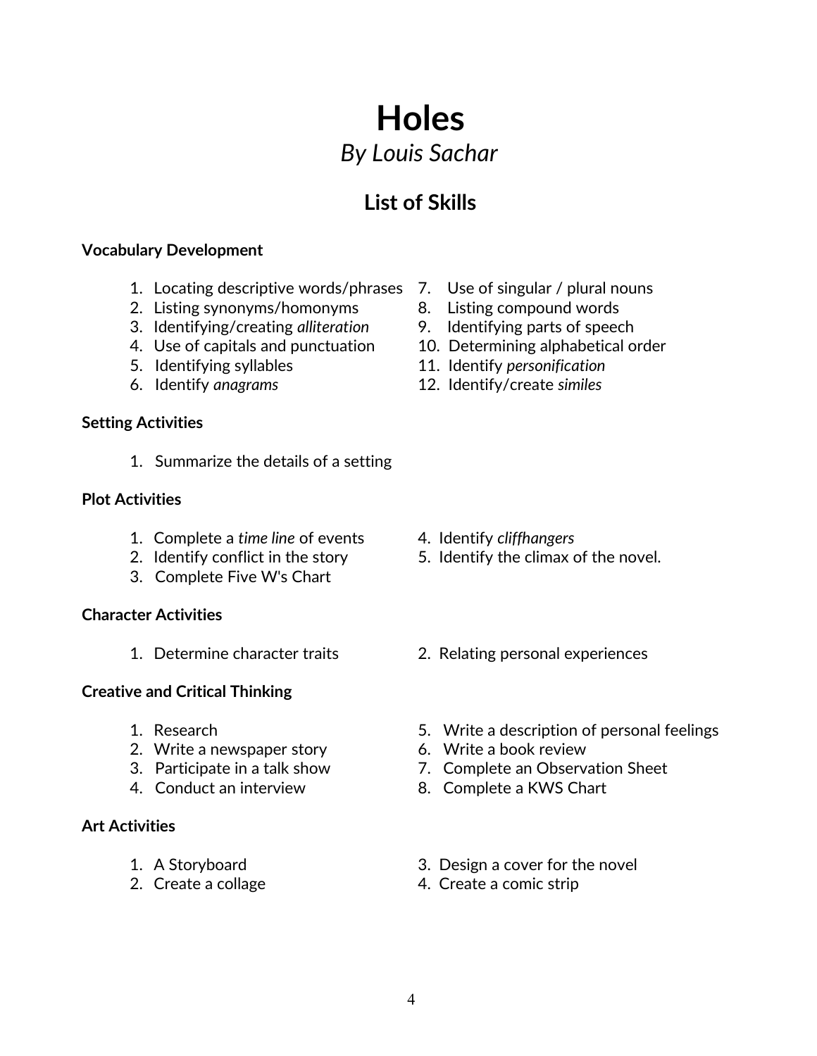# Holes

*By Louis Sachar*

## List of Skills

**Vocabulary Development**

1. Locating descriptive words/phrases
2. Listing synonyms/homonyms
3. Identifying/creating *alliteration*
4. Use of capitals and punctuation
5. Identifying syllables
6. Identify *anagrams*
7. Use of singular / plural nouns
8. Listing compound words
9. Identifying parts of speech
10. Determining alphabetical order
11. Identify *personification*
12. Identify/create *similes*

**Setting Activities**

1. Summarize the details of a setting

**Plot Activities**

1. Complete a *time line* of events
2. Identify conflict in the story
3. Complete Five W's Chart
4. Identify *cliffhangers*
5. Identify the climax of the novel.

**Character Activities**

1. Determine character traits
2. Relating personal experiences

**Creative and Critical Thinking**

1. Research
2. Write a newspaper story
3. Participate in a talk show
4. Conduct an interview
5. Write a description of personal feelings
6. Write a book review
7. Complete an Observation Sheet
8. Complete a KWS Chart

**Art Activities**

1. A Storyboard
2. Create a collage
3. Design a cover for the novel
4. Create a comic strip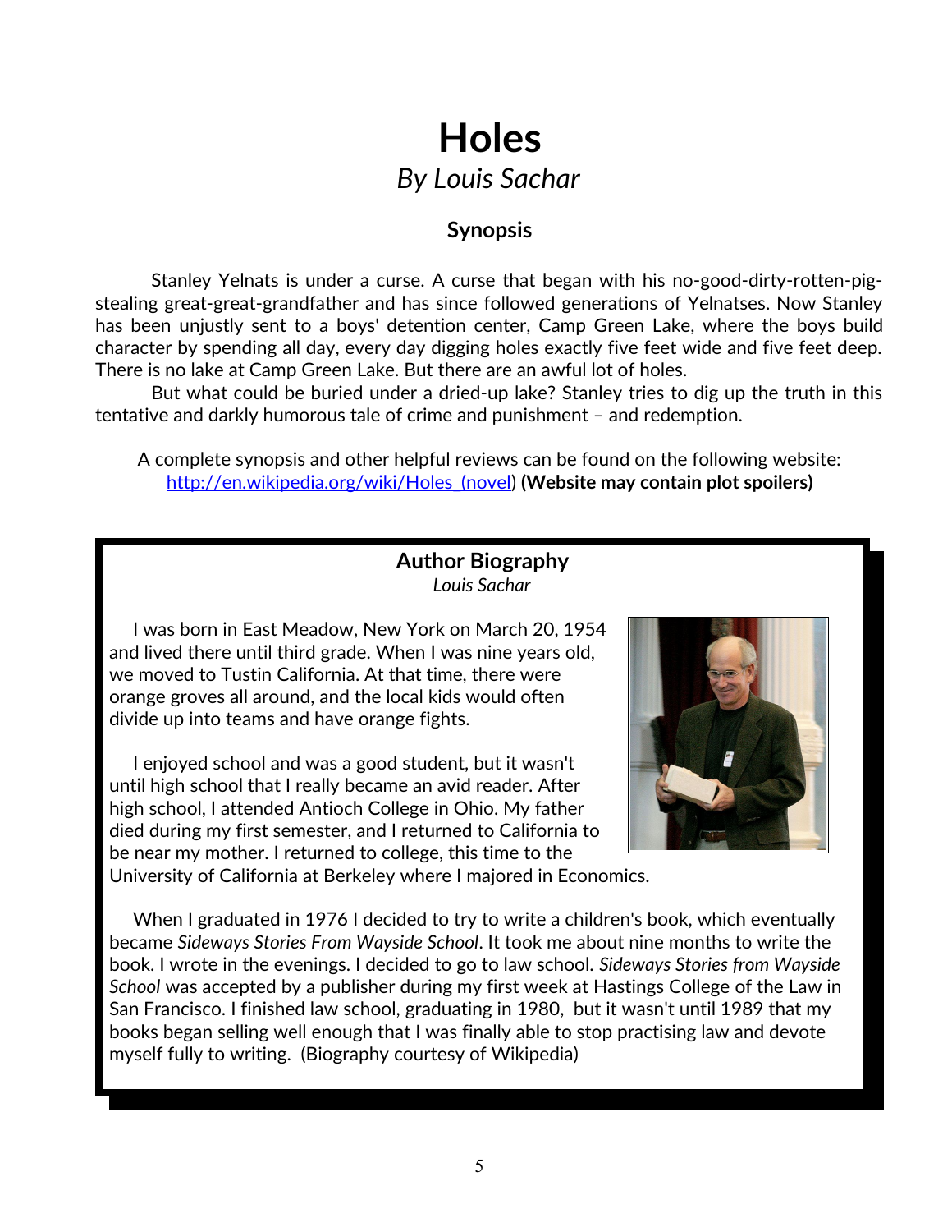# Holes

*By Louis Sachar*

## Synopsis

Stanley Yelnats is under a curse. A curse that began with his no-good-dirty-rotten-pig-stealing great-great-grandfather and has since followed generations of Yelnatses. Now Stanley has been unjustly sent to a boys' detention center, Camp Green Lake, where the boys build character by spending all day, every day digging holes exactly five feet wide and five feet deep. There is no lake at Camp Green Lake. But there are an awful lot of holes.

But what could be buried under a dried-up lake? Stanley tries to dig up the truth in this tentative and darkly humorous tale of crime and punishment – and redemption.

A complete synopsis and other helpful reviews can be found on the following website: [http://en.wikipedia.org/wiki/Holes_(novel)](http://en.wikipedia.org/wiki/Holes_(novel)) **(Website may contain plot spoilers)**

## Author Biography

*Louis Sachar*

I was born in East Meadow, New York on March 20, 1954 and lived there until third grade. When I was nine years old, we moved to Tustin California. At that time, there were orange groves all around, and the local kids would often divide up into teams and have orange fights.

I enjoyed school and was a good student, but it wasn't until high school that I really became an avid reader. After high school, I attended Antioch College in Ohio. My father died during my first semester, and I returned to California to be near my mother. I returned to college, this time to the University of California at Berkeley where I majored in Economics.

When I graduated in 1976 I decided to try to write a children's book, which eventually became *Sideways Stories From Wayside School*. It took me about nine months to write the book. I wrote in the evenings. I decided to go to law school. *Sideways Stories from Wayside School* was accepted by a publisher during my first week at Hastings College of the Law in San Francisco. I finished law school, graduating in 1980, but it wasn't until 1989 that my books began selling well enough that I was finally able to stop practising law and devote myself fully to writing. (Biography courtesy of Wikipedia)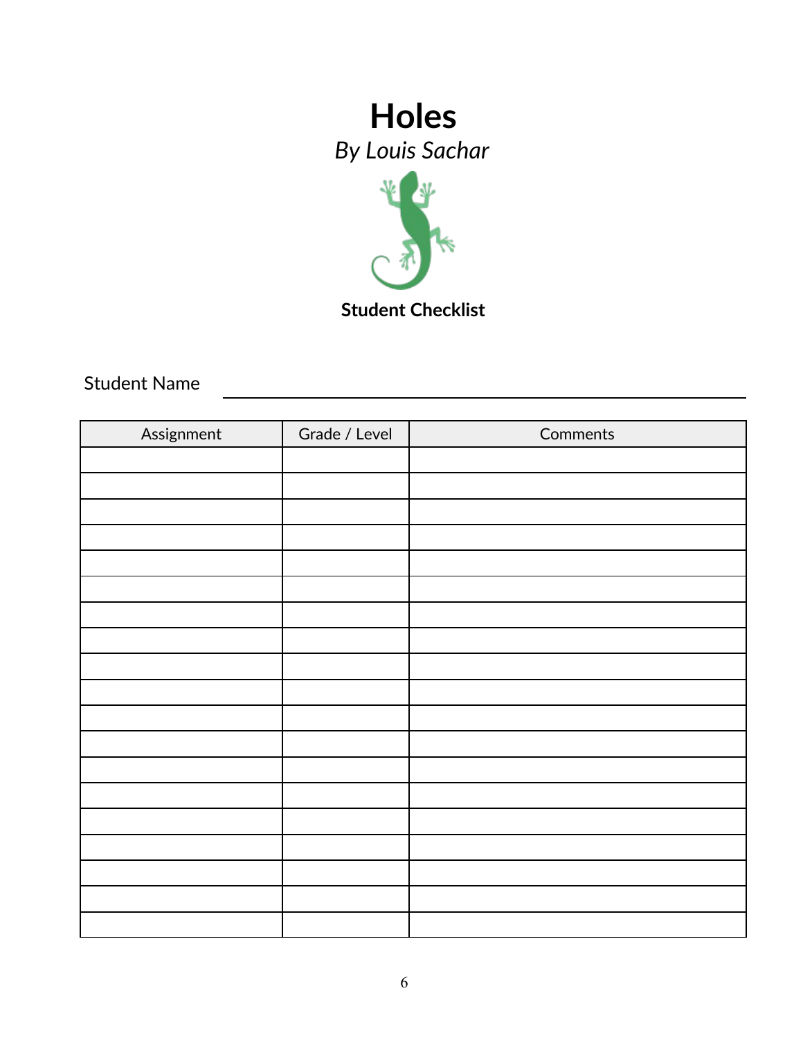# Holes

*By Louis Sachar*

**Student Checklist**

Student Name ______________________________

| Assignment | Grade / Level | Comments |
|---|---|---|
| | | |
| | | |
| | | |
| | | |
| | | |
| | | |
| | | |
| | | |
| | | |
| | | |
| | | |
| | | |
| | | |
| | | |
| | | |
| | | |
| | | |
| | | |
| | | |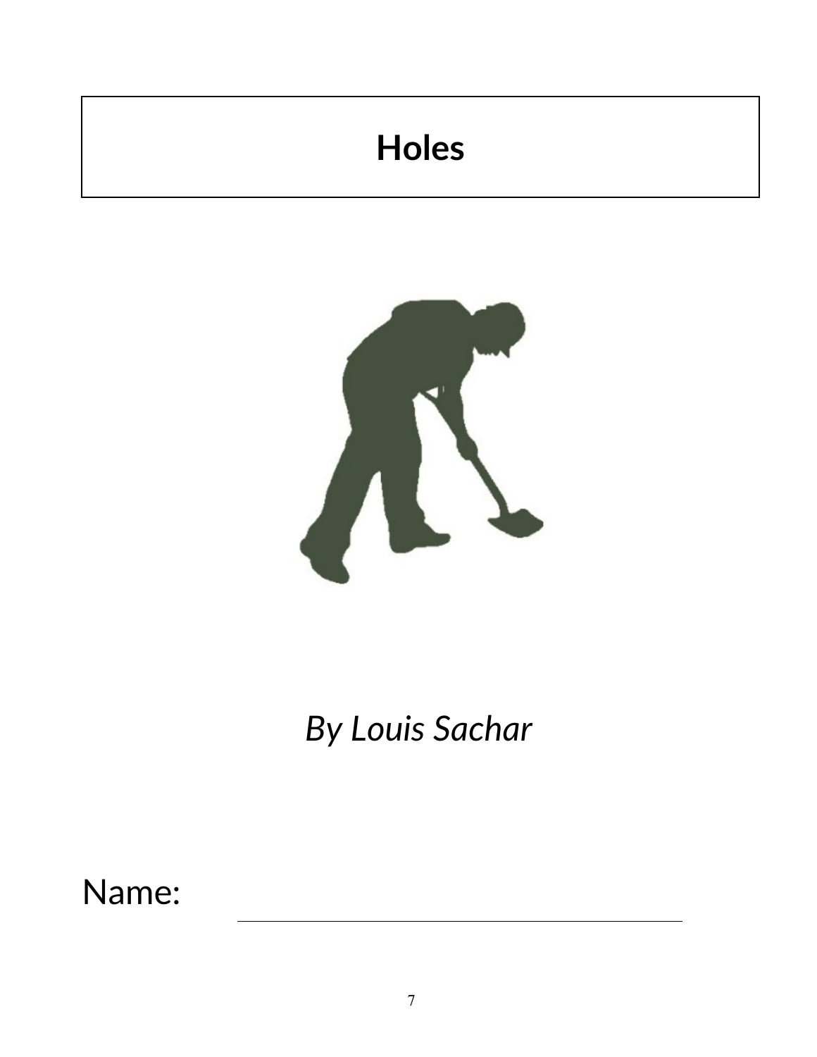# Holes

*By Louis Sachar*

Name: ______________________________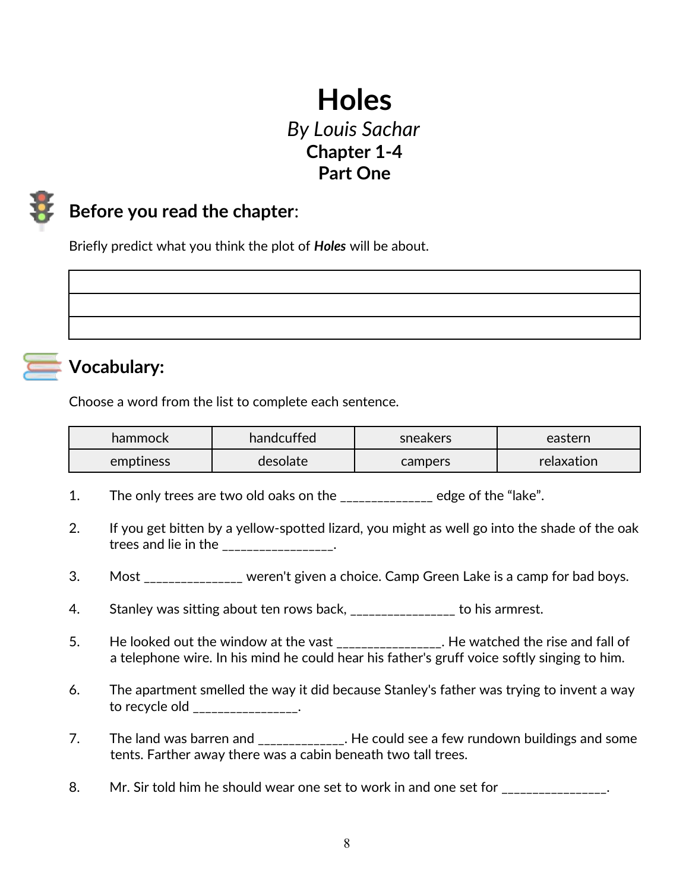# Holes

*By Louis Sachar*

**Chapter 1-4**

**Part One**

## Before you read the chapter:

Briefly predict what you think the plot of ***Holes*** will be about.

| |
|---|
| |
| |

## Vocabulary:

Choose a word from the list to complete each sentence.

| hammock | handcuffed | sneakers | eastern |
|---|---|---|---|
| emptiness | desolate | campers | relaxation |

1. The only trees are two old oaks on the ______________ edge of the "lake".

2. If you get bitten by a yellow-spotted lizard, you might as well go into the shade of the oak trees and lie in the ________________.

3. Most ______________ weren't given a choice. Camp Green Lake is a camp for bad boys.

4. Stanley was sitting about ten rows back, ________________ to his armrest.

5. He looked out the window at the vast ________________. He watched the rise and fall of a telephone wire. In his mind he could hear his father's gruff voice softly singing to him.

6. The apartment smelled the way it did because Stanley's father was trying to invent a way to recycle old ________________.

7. The land was barren and _____________. He could see a few rundown buildings and some tents. Farther away there was a cabin beneath two tall trees.

8. Mr. Sir told him he should wear one set to work in and one set for ________________.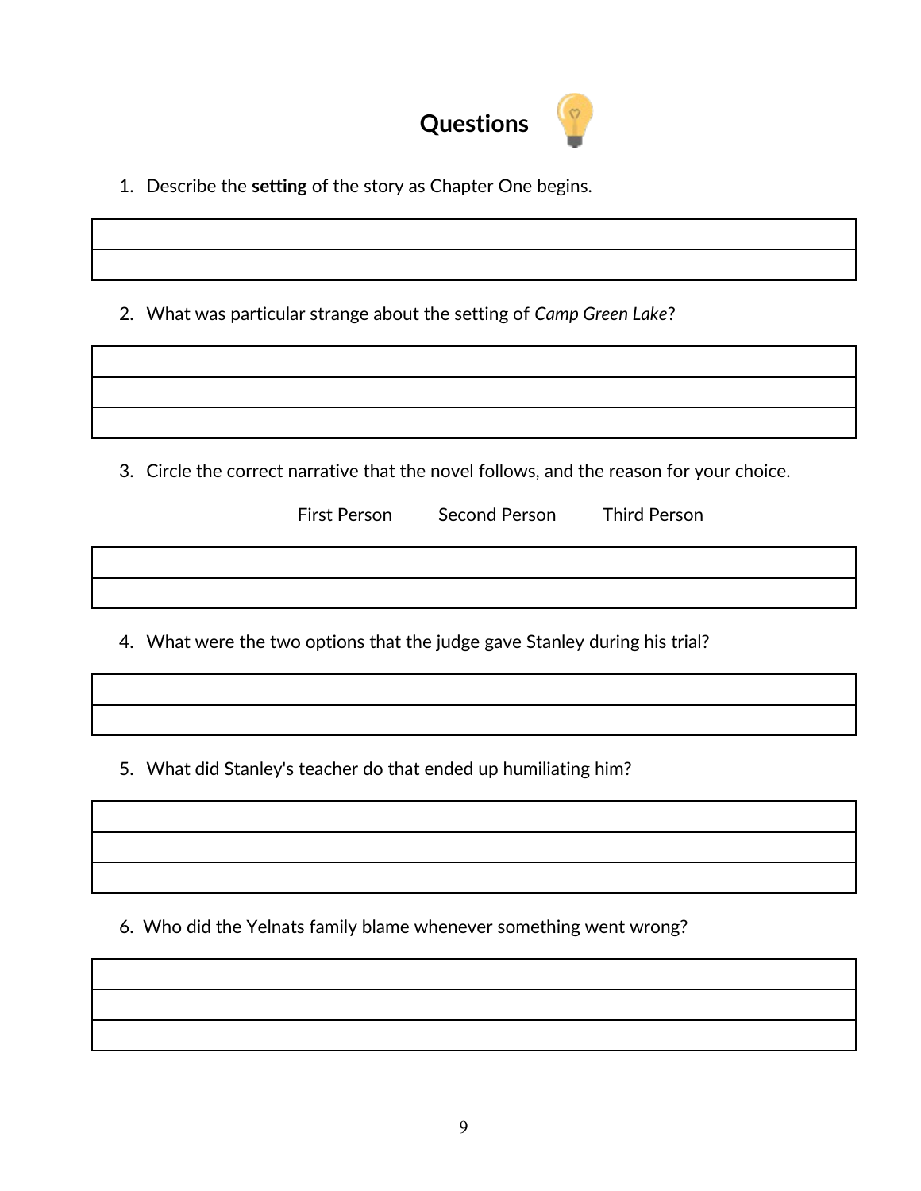## Questions

1. Describe the **setting** of the story as Chapter One begins.

2. What was particular strange about the setting of *Camp Green Lake*?

3. Circle the correct narrative that the novel follows, and the reason for your choice.

   First Person        Second Person        Third Person

4. What were the two options that the judge gave Stanley during his trial?

5. What did Stanley's teacher do that ended up humiliating him?

6. Who did the Yelnats family blame whenever something went wrong?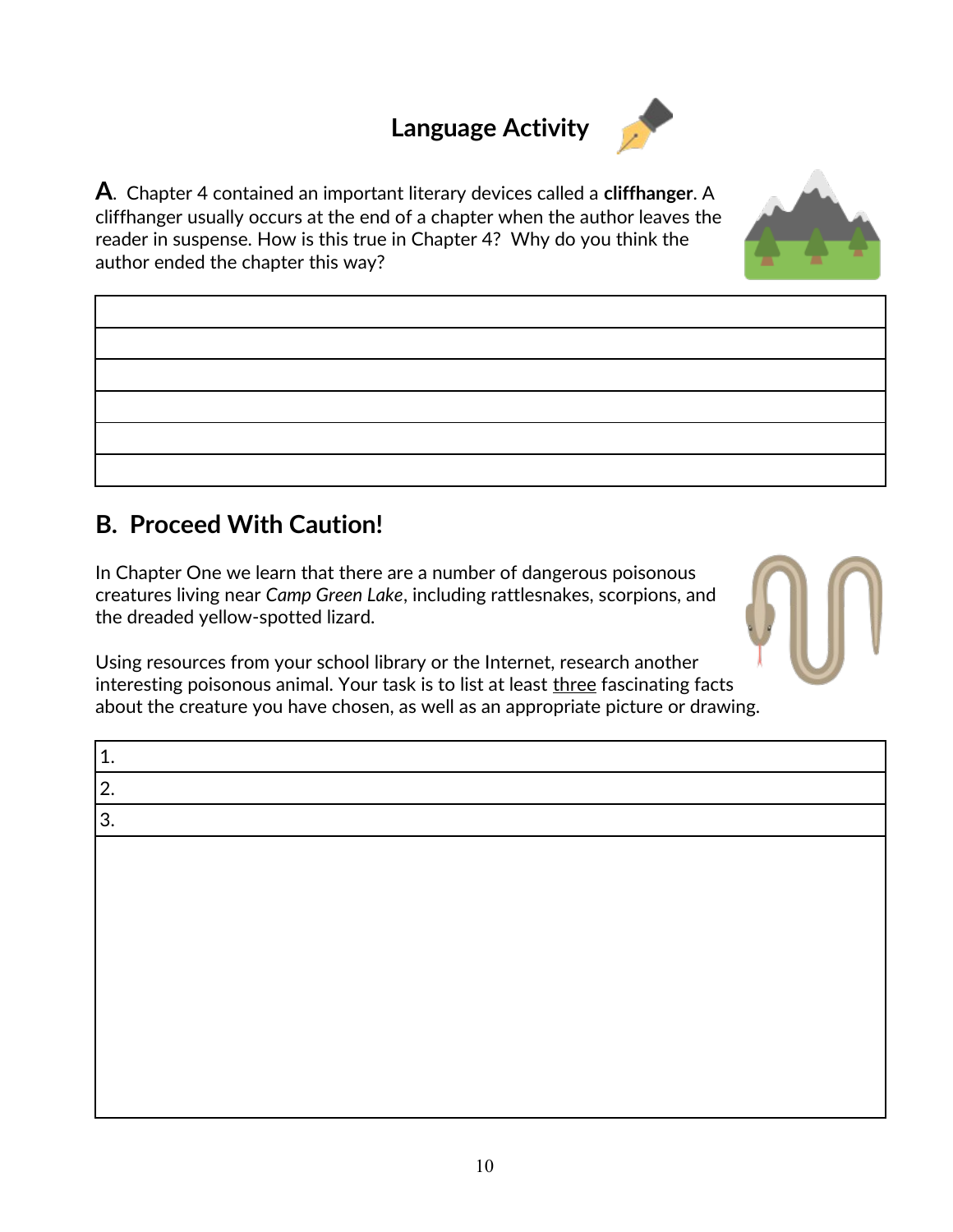# Language Activity

**A**. Chapter 4 contained an important literary devices called a **cliffhanger**. A cliffhanger usually occurs at the end of a chapter when the author leaves the reader in suspense. How is this true in Chapter 4? Why do you think the author ended the chapter this way?

| |
|---|
| |
| |
| |
| |
| |

## B. Proceed With Caution!

In Chapter One we learn that there are a number of dangerous poisonous creatures living near *Camp Green Lake*, including rattlesnakes, scorpions, and the dreaded yellow-spotted lizard.

Using resources from your school library or the Internet, research another interesting poisonous animal. Your task is to list at least <u>three</u> fascinating facts about the creature you have chosen, as well as an appropriate picture or drawing.

| |
|---|
| 1. |
| 2. |
| 3. |
| |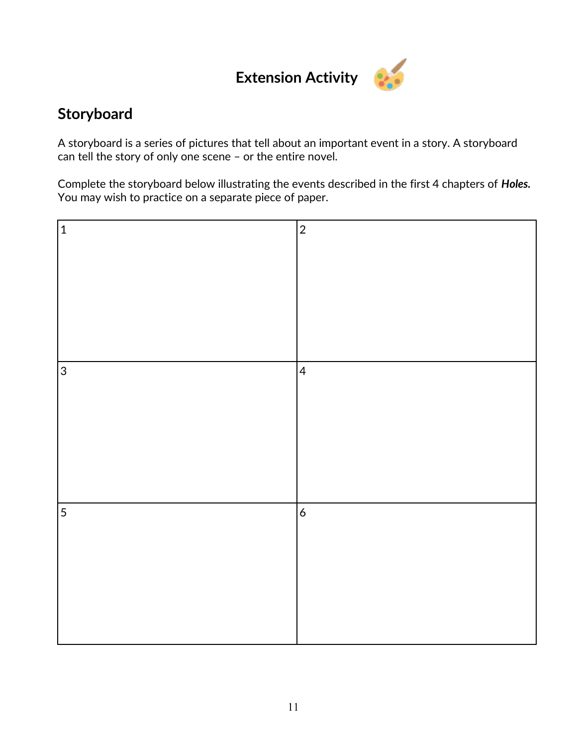# Extension Activity

## Storyboard

A storyboard is a series of pictures that tell about an important event in a story. A storyboard can tell the story of only one scene – or the entire novel.

Complete the storyboard below illustrating the events described in the first 4 chapters of ***Holes.*** You may wish to practice on a separate piece of paper.

| | |
|---|---|
| 1 | 2 |
| 3 | 4 |
| 5 | 6 |